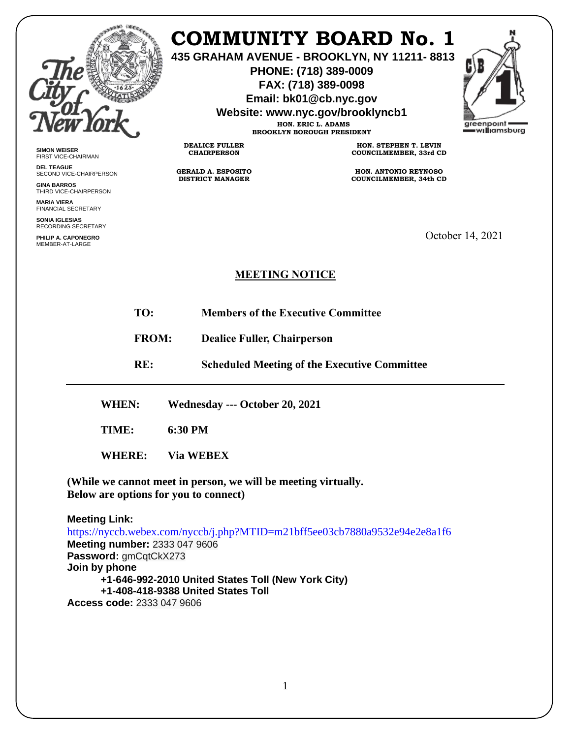# COMMUNITY BOARD No. 1

**435 GRAHAM AVENUE - BROOKLYN, NY 11211- 8813**
**PHONE: (718) 389-0009**
**FAX: (718) 389-0098**
**Email: bk01@cb.nyc.gov**
**Website: www.nyc.gov/brooklyncb1**

**HON. ERIC L. ADAMS**
**BROOKLYN BOROUGH PRESIDENT**

**DEALICE FULLER**
**CHAIRPERSON**

**HON. STEPHEN T. LEVIN**
**COUNCILMEMBER, 33rd CD**

**GERALD A. ESPOSITO**
**DISTRICT MANAGER**

**HON. ANTONIO REYNOSO**
**COUNCILMEMBER, 34th CD**

greenpoint williamsburg

**SIMON WEISER**
FIRST VICE-CHAIRMAN

**DEL TEAGUE**
SECOND VICE-CHAIRPERSON

**GINA BARROS**
THIRD VICE-CHAIRPERSON

**MARIA VIERA**
FINANCIAL SECRETARY

**SONIA IGLESIAS**
RECORDING SECRETARY

**PHILIP A. CAPONEGRO**
MEMBER-AT-LARGE

October 14, 2021

## MEETING NOTICE

**TO:** **Members of the Executive Committee**

**FROM:** **Dealice Fuller, Chairperson**

**RE:** **Scheduled Meeting of the Executive Committee**

---

**WHEN:** **Wednesday --- October 20, 2021**

**TIME:** **6:30 PM**

**WHERE:** **Via WEBEX**

**(While we cannot meet in person, we will be meeting virtually. Below are options for you to connect)**

**Meeting Link:**
https://nyccb.webex.com/nyccb/j.php?MTID=m21bff5ee03cb7880a9532e94e2e8a1f6
**Meeting number:** 2333 047 9606
**Password:** gmCqtCkX273
**Join by phone**
**+1-646-992-2010 United States Toll (New York City)**
**+1-408-418-9388 United States Toll**
**Access code:** 2333 047 9606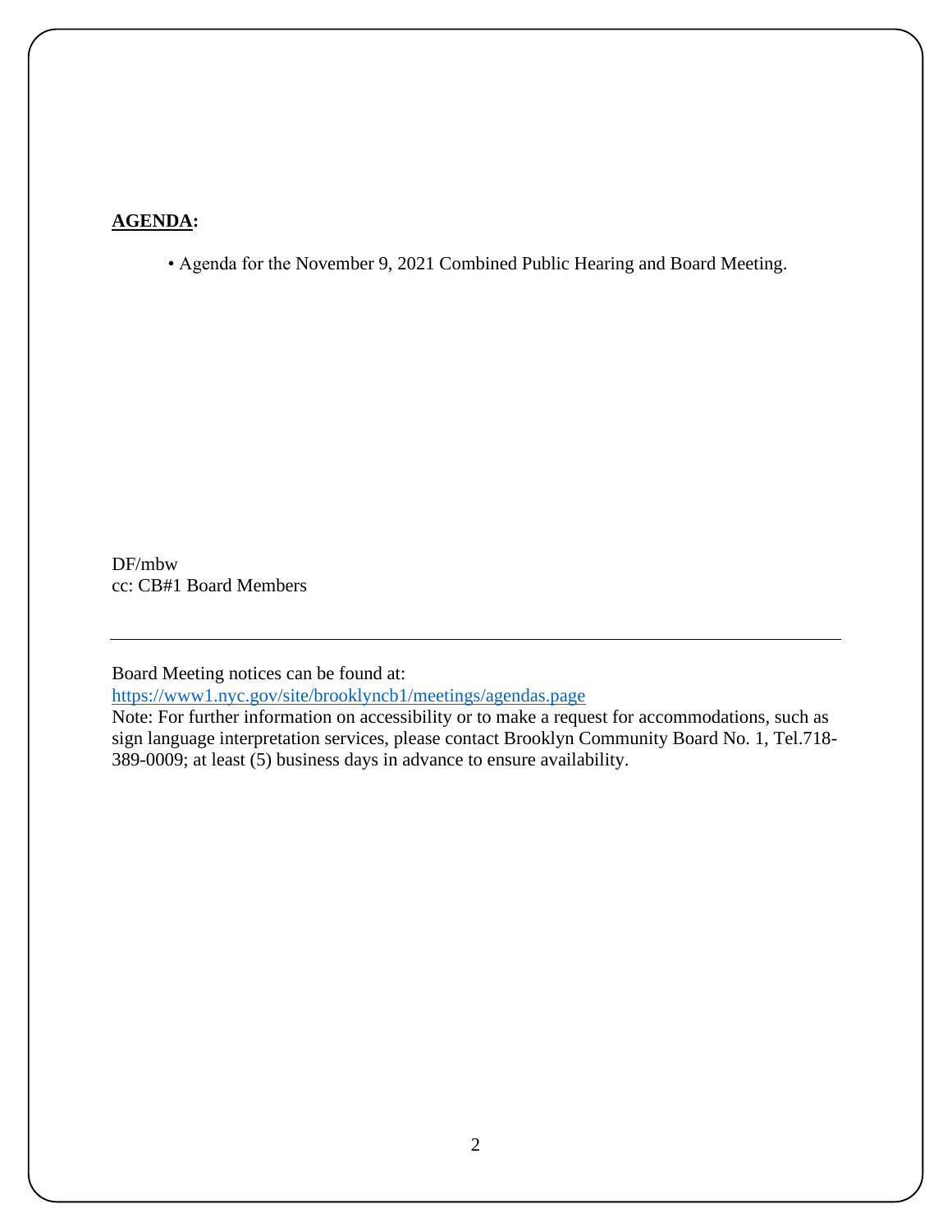**<u>AGENDA</u>:**

- Agenda for the November 9, 2021 Combined Public Hearing and Board Meeting.

DF/mbw
cc: CB#1 Board Members

---

Board Meeting notices can be found at:
[https://www1.nyc.gov/site/brooklyncb1/meetings/agendas.page](https://www1.nyc.gov/site/brooklyncb1/meetings/agendas.page)
Note: For further information on accessibility or to make a request for accommodations, such as sign language interpretation services, please contact Brooklyn Community Board No. 1, Tel.718-389-0009; at least (5) business days in advance to ensure availability.